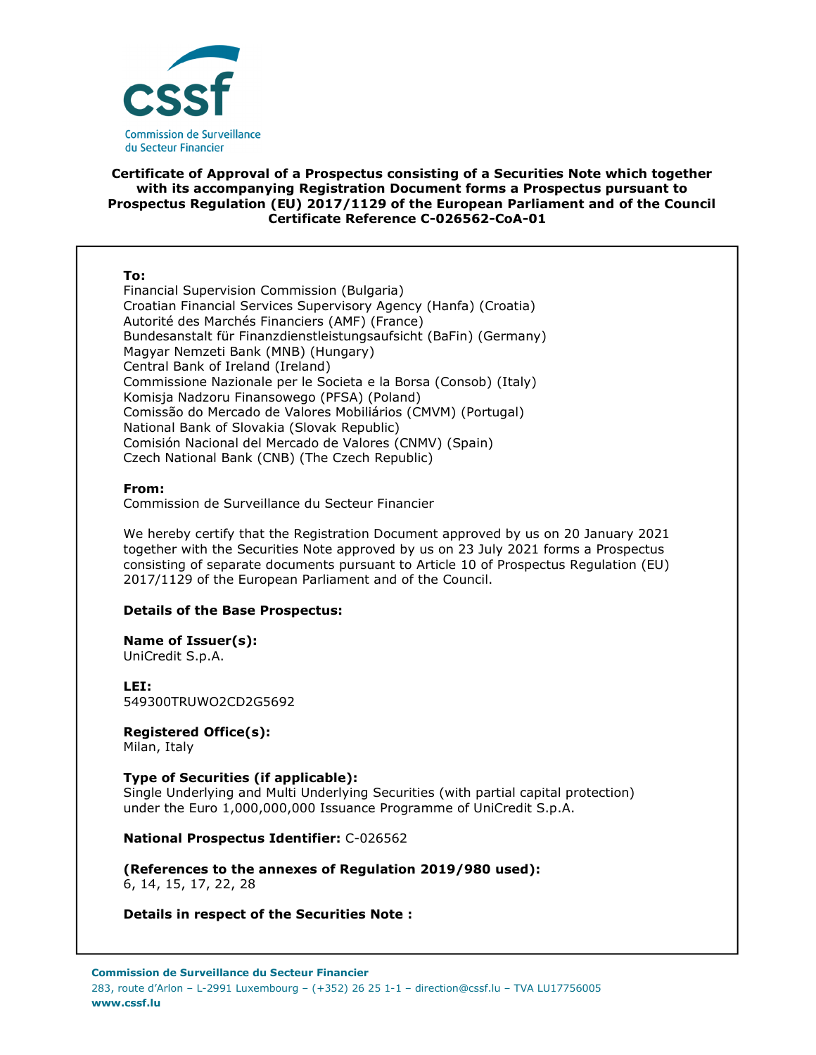# Certificate of Approval of a Prospectus consisting of a Securities Note which together with its accompanying Registration Document forms a Prospectus pursuant to Prospectus Regulation (EU) 2017/1129 of the European Parliament and of the Council Certificate Reference C-026562-CoA-01

**To:**
Financial Supervision Commission (Bulgaria)
Croatian Financial Services Supervisory Agency (Hanfa) (Croatia)
Autorité des Marchés Financiers (AMF) (France)
Bundesanstalt für Finanzdienstleistungsaufsicht (BaFin) (Germany)
Magyar Nemzeti Bank (MNB) (Hungary)
Central Bank of Ireland (Ireland)
Commissione Nazionale per le Societa e la Borsa (Consob) (Italy)
Komisja Nadzoru Finansowego (PFSA) (Poland)
Comissão do Mercado de Valores Mobiliários (CMVM) (Portugal)
National Bank of Slovakia (Slovak Republic)
Comisión Nacional del Mercado de Valores (CNMV) (Spain)
Czech National Bank (CNB) (The Czech Republic)

**From:**
Commission de Surveillance du Secteur Financier

We hereby certify that the Registration Document approved by us on 20 January 2021 together with the Securities Note approved by us on 23 July 2021 forms a Prospectus consisting of separate documents pursuant to Article 10 of Prospectus Regulation (EU) 2017/1129 of the European Parliament and of the Council.

**Details of the Base Prospectus:**

**Name of Issuer(s):**
UniCredit S.p.A.

**LEI:**
549300TRUWO2CD2G5692

**Registered Office(s):**
Milan, Italy

**Type of Securities (if applicable):**
Single Underlying and Multi Underlying Securities (with partial capital protection) under the Euro 1,000,000,000 Issuance Programme of UniCredit S.p.A.

**National Prospectus Identifier:** C-026562

**(References to the annexes of Regulation 2019/980 used):**
6, 14, 15, 17, 22, 28

**Details in respect of the Securities Note :**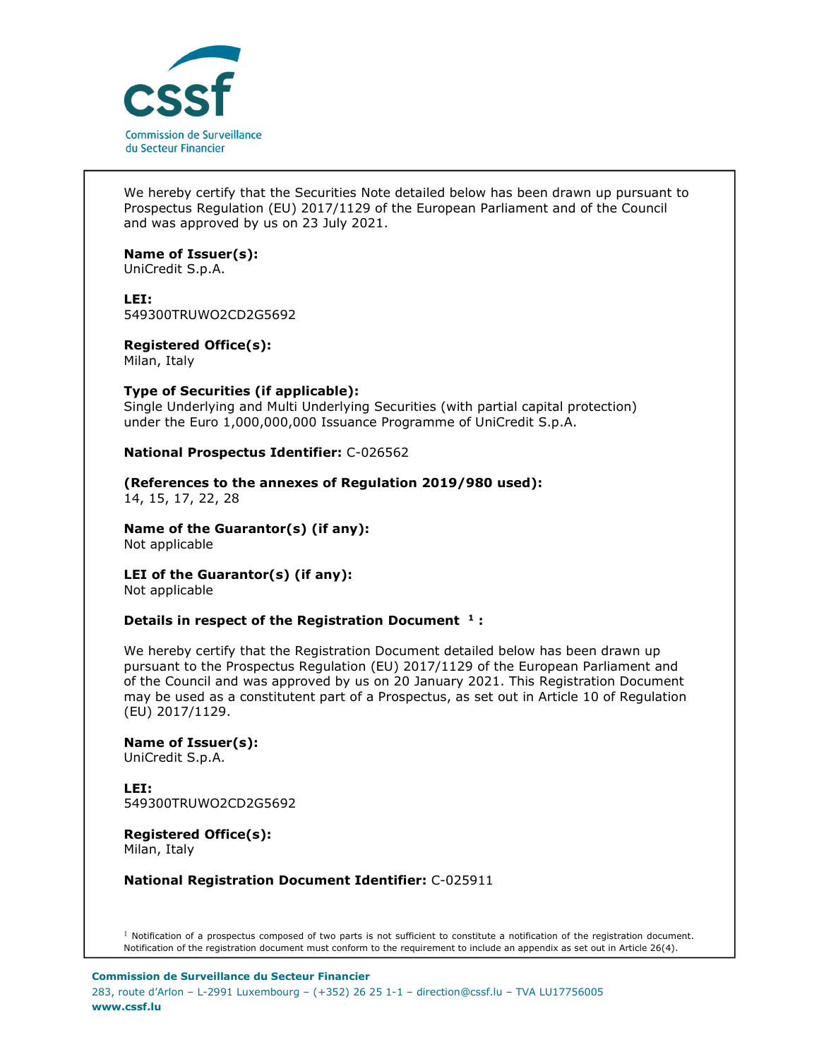We hereby certify that the Securities Note detailed below has been drawn up pursuant to Prospectus Regulation (EU) 2017/1129 of the European Parliament and of the Council and was approved by us on 23 July 2021.

**Name of Issuer(s):**
UniCredit S.p.A.

**LEI:**
549300TRUWO2CD2G5692

**Registered Office(s):**
Milan, Italy

**Type of Securities (if applicable):**
Single Underlying and Multi Underlying Securities (with partial capital protection) under the Euro 1,000,000,000 Issuance Programme of UniCredit S.p.A.

**National Prospectus Identifier:** C-026562

**(References to the annexes of Regulation 2019/980 used):**
14, 15, 17, 22, 28

**Name of the Guarantor(s) (if any):**
Not applicable

**LEI of the Guarantor(s) (if any):**
Not applicable

**Details in respect of the Registration Document [1] :**

We hereby certify that the Registration Document detailed below has been drawn up pursuant to the Prospectus Regulation (EU) 2017/1129 of the European Parliament and of the Council and was approved by us on 20 January 2021. This Registration Document may be used as a constitutent part of a Prospectus, as set out in Article 10 of Regulation (EU) 2017/1129.

**Name of Issuer(s):**
UniCredit S.p.A.

**LEI:**
549300TRUWO2CD2G5692

**Registered Office(s):**
Milan, Italy

**National Registration Document Identifier:** C-025911

[1] Notification of a prospectus composed of two parts is not sufficient to constitute a notification of the registration document. Notification of the registration document must conform to the requirement to include an appendix as set out in Article 26(4).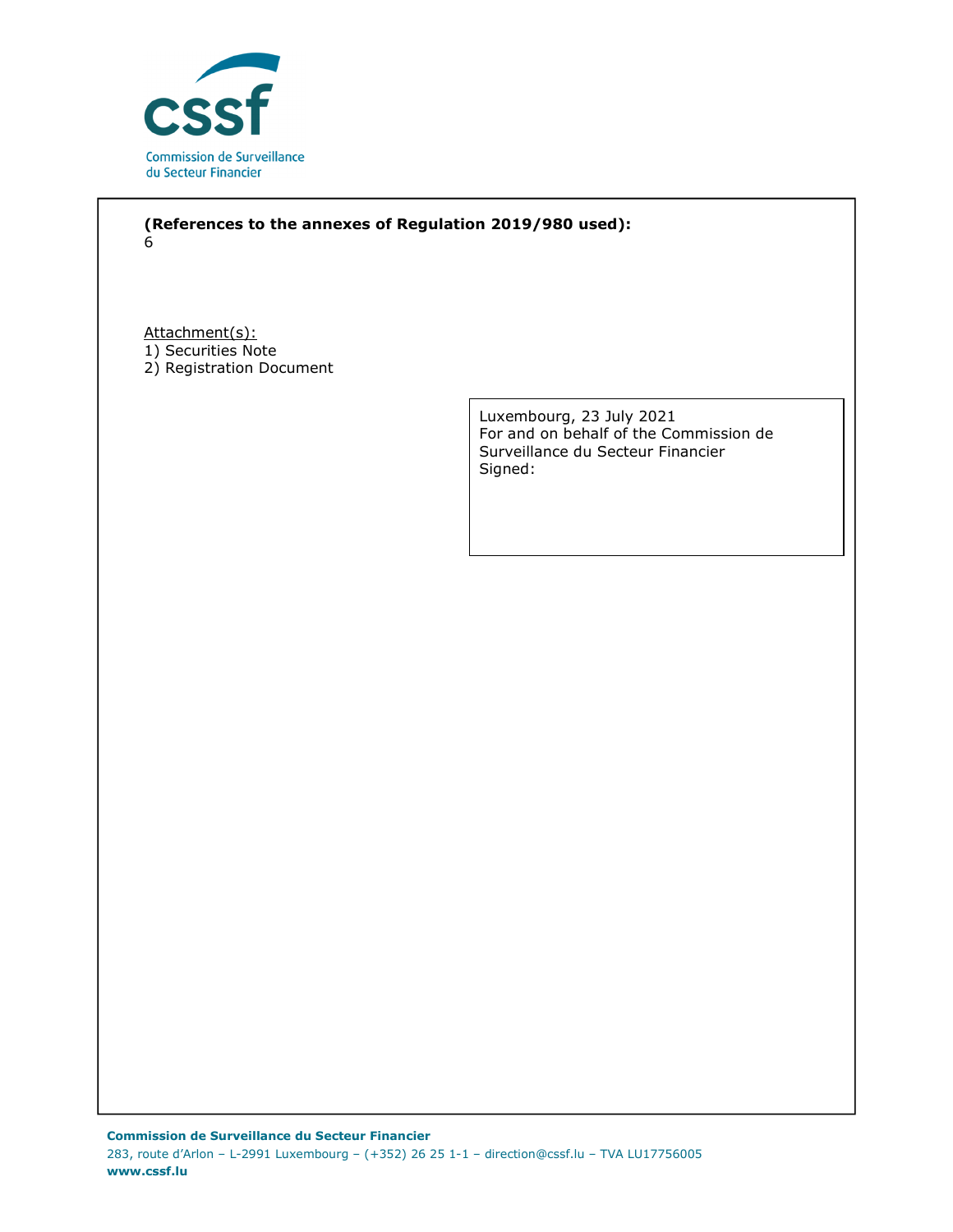**(References to the annexes of Regulation 2019/980 used):**
6

Attachment(s):
1) Securities Note
2) Registration Document

Luxembourg, 23 July 2021
For and on behalf of the Commission de Surveillance du Secteur Financier
Signed:

**Commission de Surveillance du Secteur Financier**
283, route d'Arlon – L-2991 Luxembourg – (+352) 26 25 1-1 – direction@cssf.lu – TVA LU17756005
**www.cssf.lu**